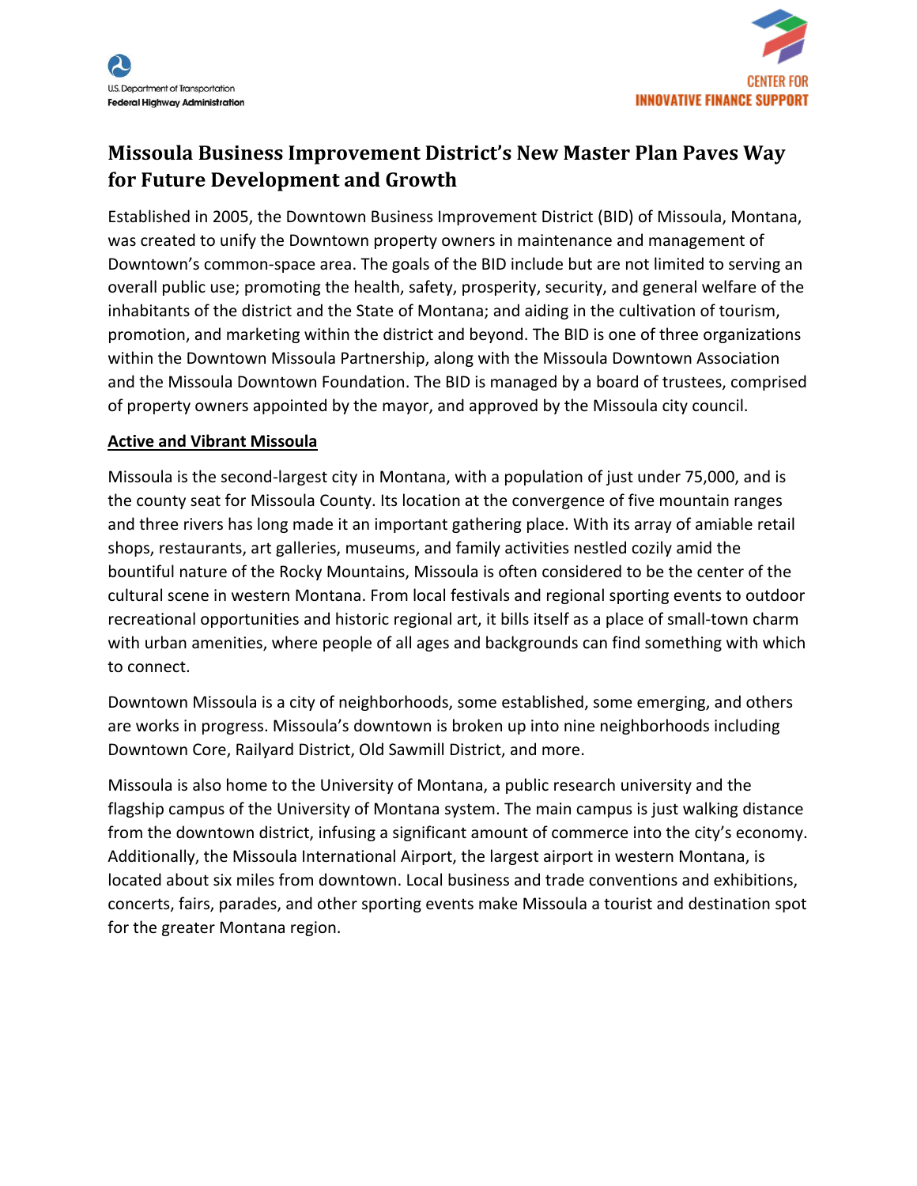# Missoula Business Improvement District's New Master Plan Paves Way for Future Development and Growth

Established in 2005, the Downtown Business Improvement District (BID) of Missoula, Montana, was created to unify the Downtown property owners in maintenance and management of Downtown's common-space area. The goals of the BID include but are not limited to serving an overall public use; promoting the health, safety, prosperity, security, and general welfare of the inhabitants of the district and the State of Montana; and aiding in the cultivation of tourism, promotion, and marketing within the district and beyond. The BID is one of three organizations within the Downtown Missoula Partnership, along with the Missoula Downtown Association and the Missoula Downtown Foundation. The BID is managed by a board of trustees, comprised of property owners appointed by the mayor, and approved by the Missoula city council.

## Active and Vibrant Missoula

Missoula is the second-largest city in Montana, with a population of just under 75,000, and is the county seat for Missoula County. Its location at the convergence of five mountain ranges and three rivers has long made it an important gathering place. With its array of amiable retail shops, restaurants, art galleries, museums, and family activities nestled cozily amid the bountiful nature of the Rocky Mountains, Missoula is often considered to be the center of the cultural scene in western Montana. From local festivals and regional sporting events to outdoor recreational opportunities and historic regional art, it bills itself as a place of small-town charm with urban amenities, where people of all ages and backgrounds can find something with which to connect.

Downtown Missoula is a city of neighborhoods, some established, some emerging, and others are works in progress. Missoula's downtown is broken up into nine neighborhoods including Downtown Core, Railyard District, Old Sawmill District, and more.

Missoula is also home to the University of Montana, a public research university and the flagship campus of the University of Montana system. The main campus is just walking distance from the downtown district, infusing a significant amount of commerce into the city's economy. Additionally, the Missoula International Airport, the largest airport in western Montana, is located about six miles from downtown. Local business and trade conventions and exhibitions, concerts, fairs, parades, and other sporting events make Missoula a tourist and destination spot for the greater Montana region.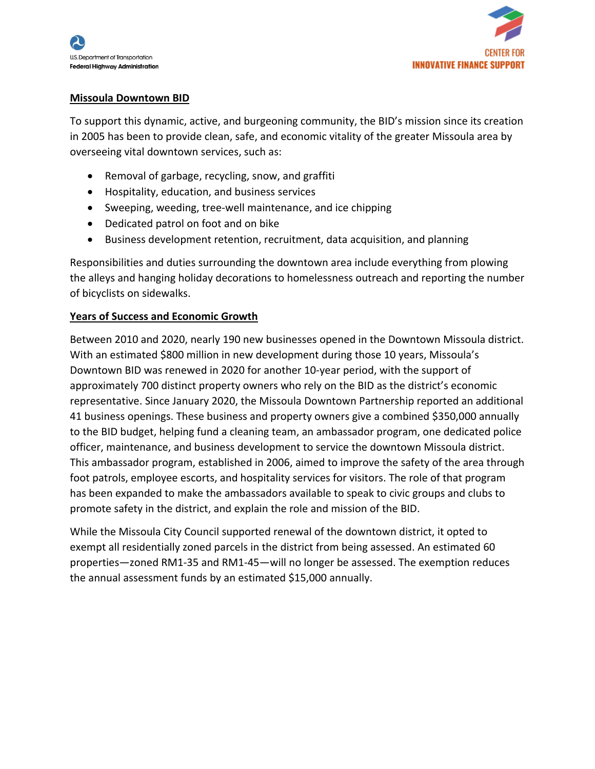## Missoula Downtown BID

To support this dynamic, active, and burgeoning community, the BID's mission since its creation in 2005 has been to provide clean, safe, and economic vitality of the greater Missoula area by overseeing vital downtown services, such as:

- Removal of garbage, recycling, snow, and graffiti
- Hospitality, education, and business services
- Sweeping, weeding, tree-well maintenance, and ice chipping
- Dedicated patrol on foot and on bike
- Business development retention, recruitment, data acquisition, and planning

Responsibilities and duties surrounding the downtown area include everything from plowing the alleys and hanging holiday decorations to homelessness outreach and reporting the number of bicyclists on sidewalks.

## Years of Success and Economic Growth

Between 2010 and 2020, nearly 190 new businesses opened in the Downtown Missoula district. With an estimated $800 million in new development during those 10 years, Missoula's Downtown BID was renewed in 2020 for another 10-year period, with the support of approximately 700 distinct property owners who rely on the BID as the district's economic representative. Since January 2020, the Missoula Downtown Partnership reported an additional 41 business openings. These business and property owners give a combined $350,000 annually to the BID budget, helping fund a cleaning team, an ambassador program, one dedicated police officer, maintenance, and business development to service the downtown Missoula district. This ambassador program, established in 2006, aimed to improve the safety of the area through foot patrols, employee escorts, and hospitality services for visitors. The role of that program has been expanded to make the ambassadors available to speak to civic groups and clubs to promote safety in the district, and explain the role and mission of the BID.

While the Missoula City Council supported renewal of the downtown district, it opted to exempt all residentially zoned parcels in the district from being assessed. An estimated 60 properties—zoned RM1-35 and RM1-45—will no longer be assessed. The exemption reduces the annual assessment funds by an estimated $15,000 annually.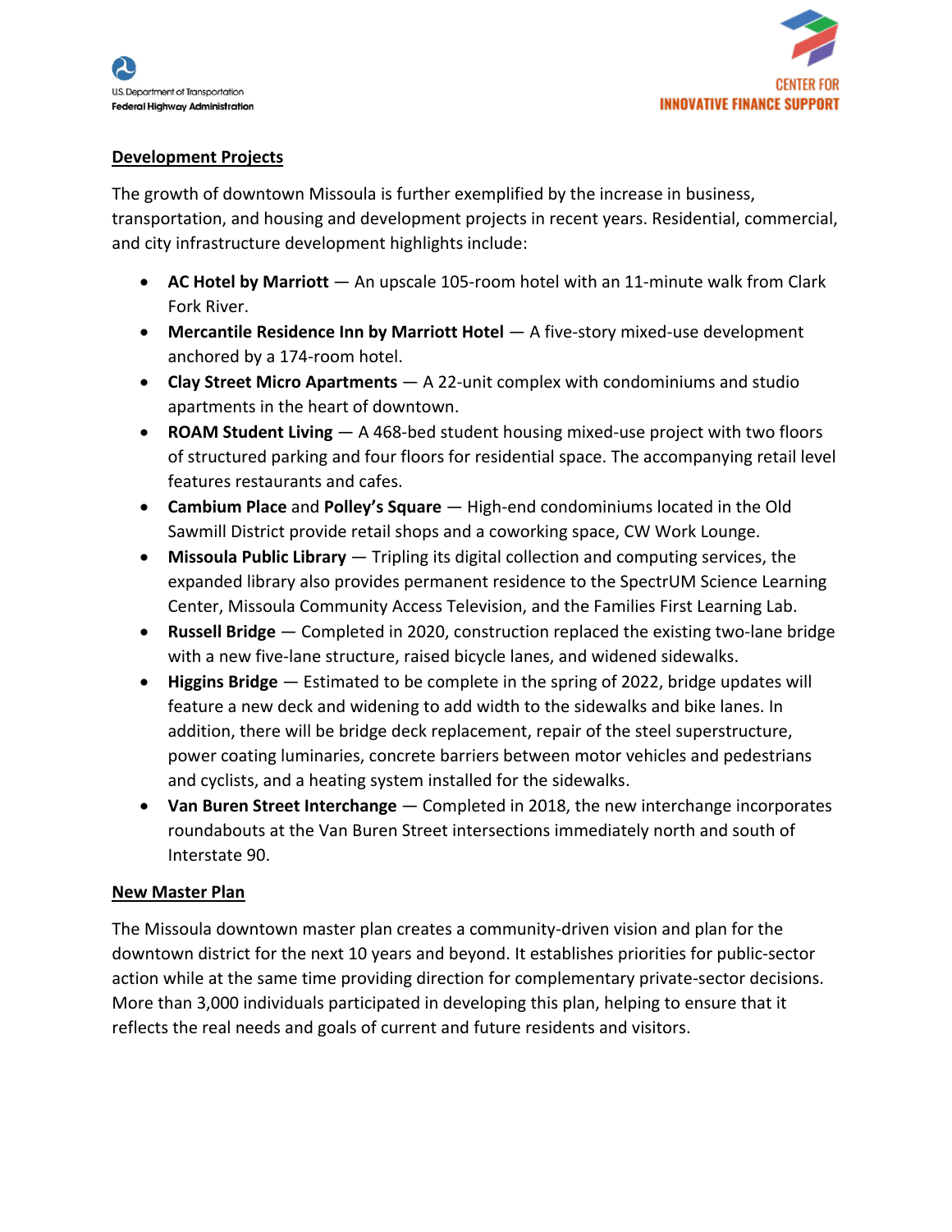## Development Projects

The growth of downtown Missoula is further exemplified by the increase in business, transportation, and housing and development projects in recent years. Residential, commercial, and city infrastructure development highlights include:

- **AC Hotel by Marriott** — An upscale 105-room hotel with an 11-minute walk from Clark Fork River.
- **Mercantile Residence Inn by Marriott Hotel** — A five-story mixed-use development anchored by a 174-room hotel.
- **Clay Street Micro Apartments** — A 22-unit complex with condominiums and studio apartments in the heart of downtown.
- **ROAM Student Living** — A 468-bed student housing mixed-use project with two floors of structured parking and four floors for residential space. The accompanying retail level features restaurants and cafes.
- **Cambium Place** and **Polley's Square** — High-end condominiums located in the Old Sawmill District provide retail shops and a coworking space, CW Work Lounge.
- **Missoula Public Library** — Tripling its digital collection and computing services, the expanded library also provides permanent residence to the SpectrUM Science Learning Center, Missoula Community Access Television, and the Families First Learning Lab.
- **Russell Bridge** — Completed in 2020, construction replaced the existing two-lane bridge with a new five-lane structure, raised bicycle lanes, and widened sidewalks.
- **Higgins Bridge** — Estimated to be complete in the spring of 2022, bridge updates will feature a new deck and widening to add width to the sidewalks and bike lanes. In addition, there will be bridge deck replacement, repair of the steel superstructure, power coating luminaries, concrete barriers between motor vehicles and pedestrians and cyclists, and a heating system installed for the sidewalks.
- **Van Buren Street Interchange** — Completed in 2018, the new interchange incorporates roundabouts at the Van Buren Street intersections immediately north and south of Interstate 90.

## New Master Plan

The Missoula downtown master plan creates a community-driven vision and plan for the downtown district for the next 10 years and beyond. It establishes priorities for public-sector action while at the same time providing direction for complementary private-sector decisions. More than 3,000 individuals participated in developing this plan, helping to ensure that it reflects the real needs and goals of current and future residents and visitors.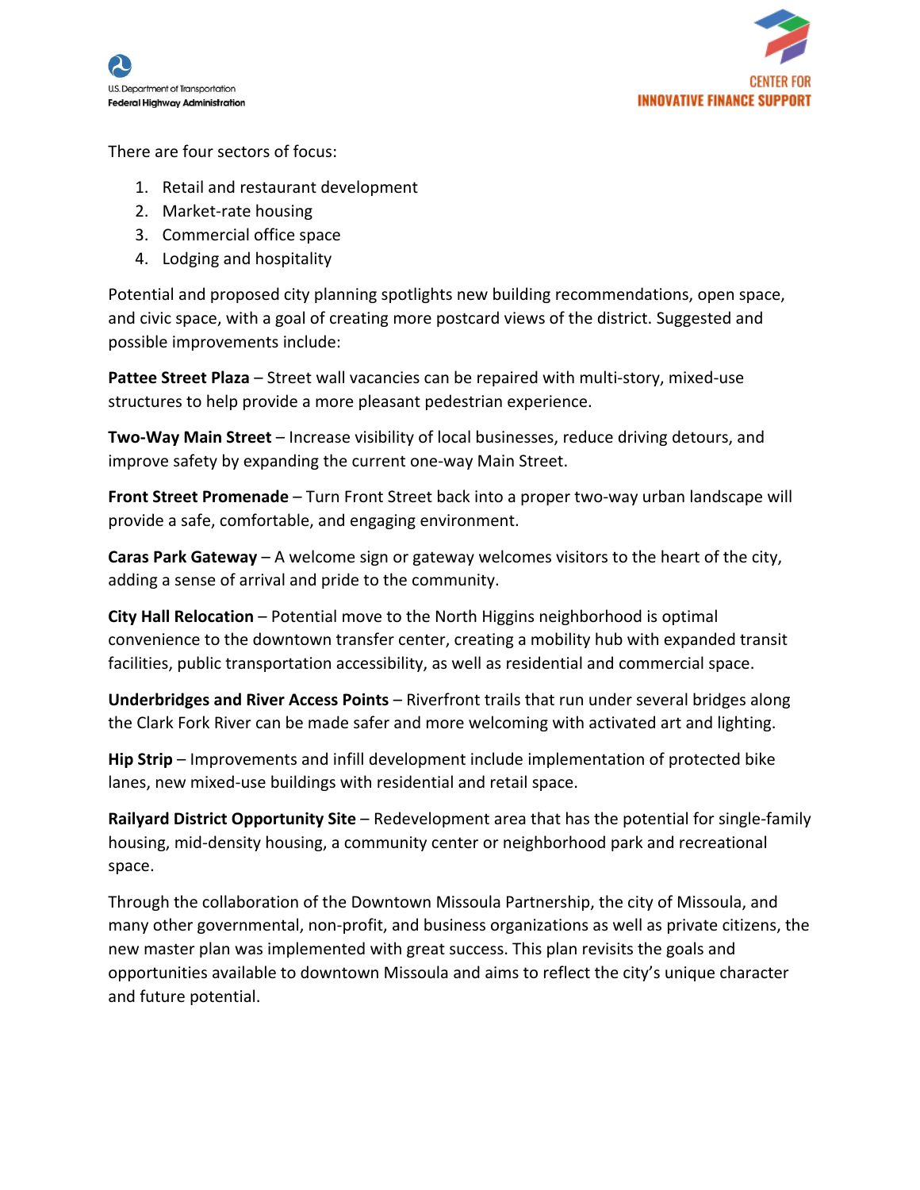There are four sectors of focus:

1. Retail and restaurant development
2. Market-rate housing
3. Commercial office space
4. Lodging and hospitality

Potential and proposed city planning spotlights new building recommendations, open space, and civic space, with a goal of creating more postcard views of the district. Suggested and possible improvements include:

**Pattee Street Plaza** – Street wall vacancies can be repaired with multi-story, mixed-use structures to help provide a more pleasant pedestrian experience.

**Two-Way Main Street** – Increase visibility of local businesses, reduce driving detours, and improve safety by expanding the current one-way Main Street.

**Front Street Promenade** – Turn Front Street back into a proper two-way urban landscape will provide a safe, comfortable, and engaging environment.

**Caras Park Gateway** – A welcome sign or gateway welcomes visitors to the heart of the city, adding a sense of arrival and pride to the community.

**City Hall Relocation** – Potential move to the North Higgins neighborhood is optimal convenience to the downtown transfer center, creating a mobility hub with expanded transit facilities, public transportation accessibility, as well as residential and commercial space.

**Underbridges and River Access Points** – Riverfront trails that run under several bridges along the Clark Fork River can be made safer and more welcoming with activated art and lighting.

**Hip Strip** – Improvements and infill development include implementation of protected bike lanes, new mixed-use buildings with residential and retail space.

**Railyard District Opportunity Site** – Redevelopment area that has the potential for single-family housing, mid-density housing, a community center or neighborhood park and recreational space.

Through the collaboration of the Downtown Missoula Partnership, the city of Missoula, and many other governmental, non-profit, and business organizations as well as private citizens, the new master plan was implemented with great success. This plan revisits the goals and opportunities available to downtown Missoula and aims to reflect the city's unique character and future potential.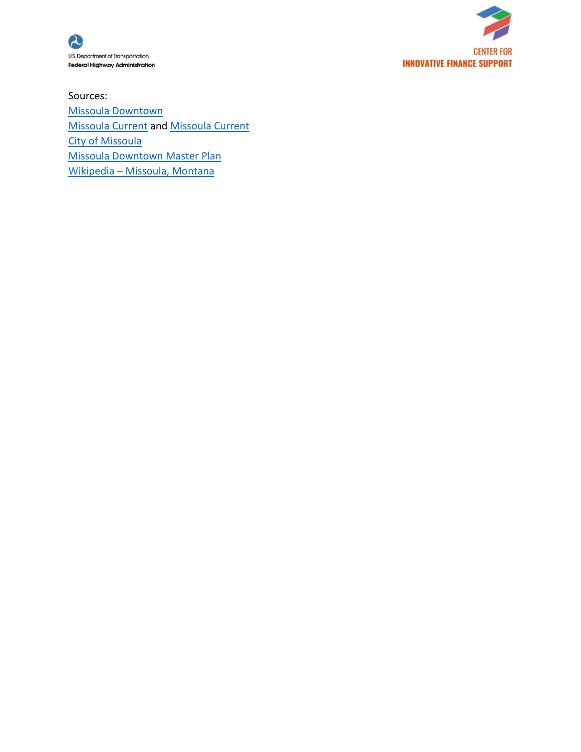Sources:

Missoula Downtown

Missoula Current and Missoula Current

City of Missoula

Missoula Downtown Master Plan

Wikipedia – Missoula, Montana